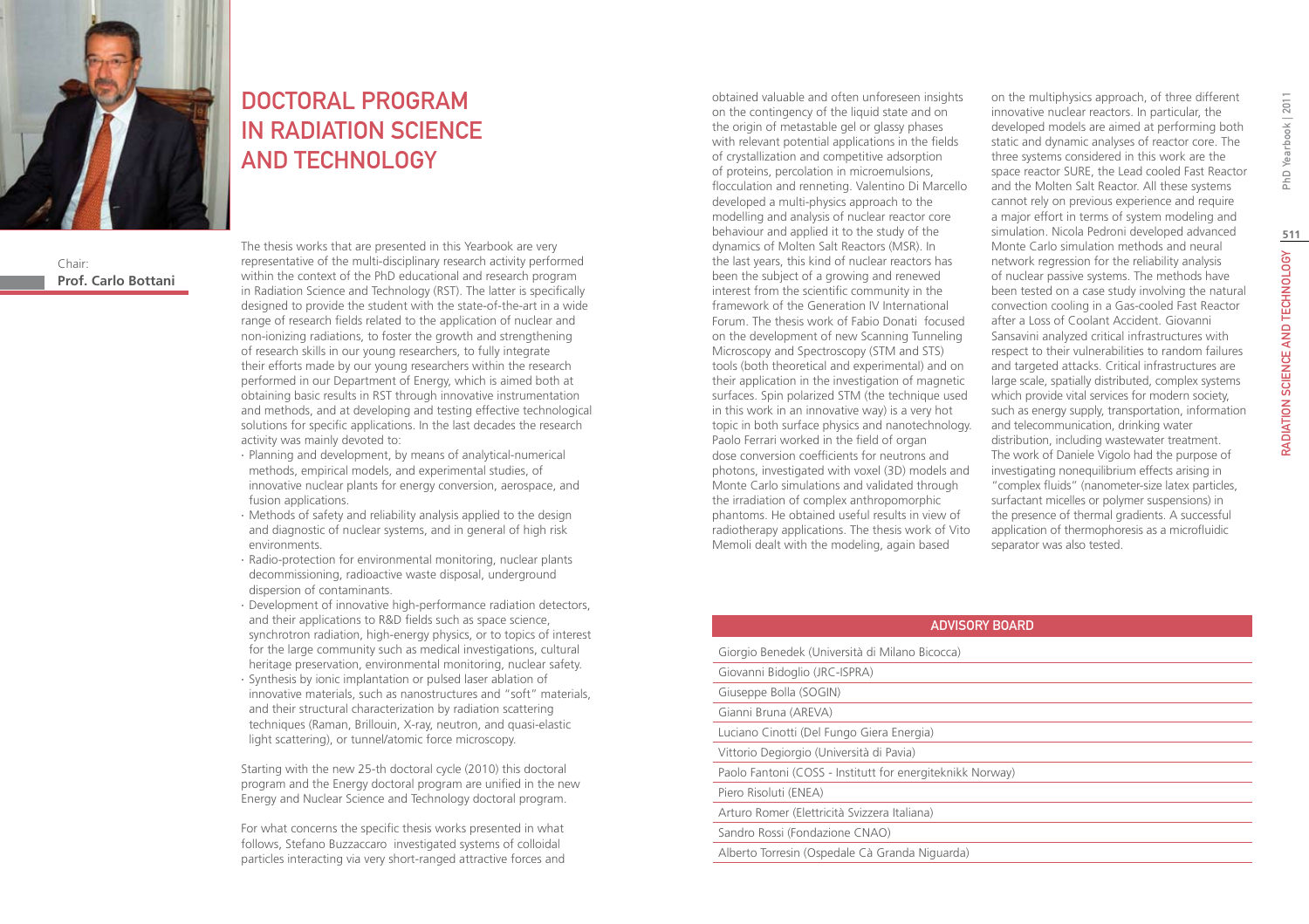# DOCTORAL PROGRAM IN RADIATION SCIENCE AND TECHNOLOGY

Chair:
**Prof. Carlo Bottani**

The thesis works that are presented in this Yearbook are very representative of the multi-disciplinary research activity performed within the context of the PhD educational and research program in Radiation Science and Technology (RST). The latter is specifically designed to provide the student with the state-of-the-art in a wide range of research fields related to the application of nuclear and non-ionizing radiations, to foster the growth and strengthening of research skills in our young researchers, to fully integrate their efforts made by our young researchers within the research performed in our Department of Energy, which is aimed both at obtaining basic results in RST through innovative instrumentation and methods, and at developing and testing effective technological solutions for specific applications. In the last decades the research activity was mainly devoted to:

- Planning and development, by means of analytical-numerical methods, empirical models, and experimental studies, of innovative nuclear plants for energy conversion, aerospace, and fusion applications.
- Methods of safety and reliability analysis applied to the design and diagnostic of nuclear systems, and in general of high risk environments.
- Radio-protection for environmental monitoring, nuclear plants decommissioning, radioactive waste disposal, underground dispersion of contaminants.
- Development of innovative high-performance radiation detectors, and their applications to R&D fields such as space science, synchrotron radiation, high-energy physics, or to topics of interest for the large community such as medical investigations, cultural heritage preservation, environmental monitoring, nuclear safety.
- Synthesis by ionic implantation or pulsed laser ablation of innovative materials, such as nanostructures and "soft" materials, and their structural characterization by radiation scattering techniques (Raman, Brillouin, X-ray, neutron, and quasi-elastic light scattering), or tunnel/atomic force microscopy.

Starting with the new 25-th doctoral cycle (2010) this doctoral program and the Energy doctoral program are unified in the new Energy and Nuclear Science and Technology doctoral program.

For what concerns the specific thesis works presented in what follows, Stefano Buzzaccaro investigated systems of colloidal particles interacting via very short-ranged attractive forces and obtained valuable and often unforeseen insights on the contingency of the liquid state and on the origin of metastable gel or glassy phases with relevant potential applications in the fields of crystallization and competitive adsorption of proteins, percolation in microemulsions, flocculation and renneting. Valentino Di Marcello developed a multi-physics approach to the modelling and analysis of nuclear reactor core behaviour and applied it to the study of the dynamics of Molten Salt Reactors (MSR). In the last years, this kind of nuclear reactors has been the subject of a growing and renewed interest from the scientific community in the framework of the Generation IV International Forum. The thesis work of Fabio Donati focused on the development of new Scanning Tunneling Microscopy and Spectroscopy (STM and STS) tools (both theoretical and experimental) and on their application in the investigation of magnetic surfaces. Spin polarized STM (the technique used in this work in an innovative way) is a very hot topic in both surface physics and nanotechnology. Paolo Ferrari worked in the field of organ dose conversion coefficients for neutrons and photons, investigated with voxel (3D) models and Monte Carlo simulations and validated through the irradiation of complex anthropomorphic phantoms. He obtained useful results in view of radiotherapy applications. The thesis work of Vito Memoli dealt with the modeling, again based on the multiphysics approach, of three different innovative nuclear reactors. In particular, the developed models are aimed at performing both static and dynamic analyses of reactor core. The three systems considered in this work are the space reactor SURE, the Lead cooled Fast Reactor and the Molten Salt Reactor. All these systems cannot rely on previous experience and require a major effort in terms of system modeling and simulation. Nicola Pedroni developed advanced Monte Carlo simulation methods and neural network regression for the reliability analysis of nuclear passive systems. The methods have been tested on a case study involving the natural convection cooling in a Gas-cooled Fast Reactor after a Loss of Coolant Accident. Giovanni Sansavini analyzed critical infrastructures with respect to their vulnerabilities to random failures and targeted attacks. Critical infrastructures are large scale, spatially distributed, complex systems which provide vital services for modern society, such as energy supply, transportation, information and telecommunication, drinking water distribution, including wastewater treatment. The work of Daniele Vigolo had the purpose of investigating nonequilibrium effects arising in "complex fluids" (nanometer-size latex particles, surfactant micelles or polymer suspensions) in the presence of thermal gradients. A successful application of thermophoresis as a microfluidic separator was also tested.

| ADVISORY BOARD |
| --- |
| Giorgio Benedek (Università di Milano Bicocca) |
| Giovanni Bidoglio (JRC-ISPRA) |
| Giuseppe Bolla (SOGIN) |
| Gianni Bruna (AREVA) |
| Luciano Cinotti (Del Fungo Giera Energia) |
| Vittorio Degiorgio (Università di Pavia) |
| Paolo Fantoni (COSS - Institutt for energiteknikk Norway) |
| Piero Risoluti (ENEA) |
| Arturo Romer (Elettricità Svizzera Italiana) |
| Sandro Rossi (Fondazione CNAO) |
| Alberto Torresin (Ospedale Cà Granda Niguarda) |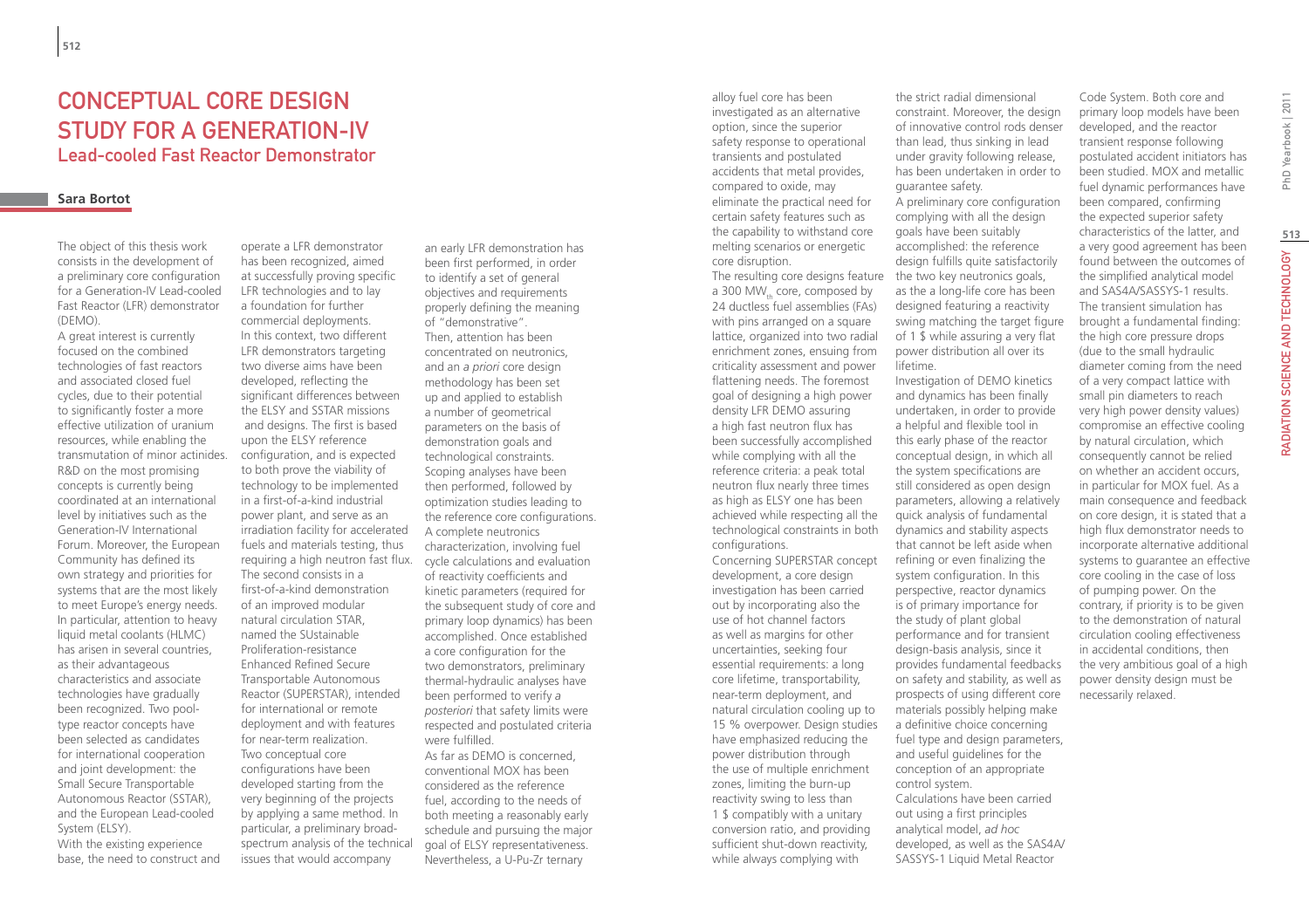# Conceptual Core Design Study for a Generation-IV

## Lead-cooled Fast Reactor Demonstrator

**Sara Bortot**

The object of this thesis work consists in the development of a preliminary core configuration for a Generation-IV Lead-cooled Fast Reactor (LFR) demonstrator (DEMO).

A great interest is currently focused on the combined technologies of fast reactors and associated closed fuel cycles, due to their potential to significantly foster a more effective utilization of uranium resources, while enabling the transmutation of minor actinides. R&D on the most promising concepts is currently being coordinated at an international level by initiatives such as the Generation-IV International Forum. Moreover, the European Community has defined its own strategy and priorities for systems that are the most likely to meet Europe's energy needs. In particular, attention to heavy liquid metal coolants (HLMC) has arisen in several countries, as their advantageous characteristics and associate technologies have gradually been recognized. Two pool-type reactor concepts have been selected as candidates for international cooperation and joint development: the Small Secure Transportable Autonomous Reactor (SSTAR), and the European Lead-cooled System (ELSY).

With the existing experience base, the need to construct and operate a LFR demonstrator has been recognized, aimed at successfully proving specific LFR technologies and to lay a foundation for further commercial deployments. In this context, two different LFR demonstrators targeting two diverse aims have been developed, reflecting the significant differences between the ELSY and SSTAR missions and designs. The first is based upon the ELSY reference configuration, and is expected to both prove the viability of technology to be implemented in a first-of-a-kind industrial power plant, and serve as an irradiation facility for accelerated fuels and materials testing, thus requiring a high neutron fast flux. The second consists in a first-of-a-kind demonstration of an improved modular natural circulation STAR, named the SUstainable Proliferation-resistance Enhanced Refined Secure Transportable Autonomous Reactor (SUPERSTAR), intended for international or remote deployment and with features for near-term realization.

Two conceptual core configurations have been developed starting from the very beginning of the projects by applying a same method. In particular, a preliminary broad-spectrum analysis of the technical issues that would accompany an early LFR demonstration has been first performed, in order to identify a set of general objectives and requirements properly defining the meaning of "demonstrative".

Then, attention has been concentrated on neutronics, and an *a priori* core design methodology has been set up and applied to establish a number of geometrical parameters on the basis of demonstration goals and technological constraints. Scoping analyses have been then performed, followed by optimization studies leading to the reference core configurations. A complete neutronics characterization, involving fuel cycle calculations and evaluation of reactivity coefficients and kinetic parameters (required for the subsequent study of core and primary loop dynamics) has been accomplished. Once established a core configuration for the two demonstrators, preliminary thermal-hydraulic analyses have been performed to verify *a posteriori* that safety limits were respected and postulated criteria were fulfilled.

As far as DEMO is concerned, conventional MOX has been considered as the reference fuel, according to the needs of both meeting a reasonably early schedule and pursuing the major goal of ELSY representativeness. Nevertheless, a U-Pu-Zr ternary alloy fuel core has been investigated as an alternative option, since the superior safety response to operational transients and postulated accidents that metal provides, compared to oxide, may eliminate the practical need for certain safety features such as the capability to withstand core melting scenarios or energetic core disruption.

The resulting core designs feature a 300 $MW_{th}$ core, composed by 24 ductless fuel assemblies (FAs) with pins arranged on a square lattice, organized into two radial enrichment zones, ensuing from criticality assessment and power flattening needs. The foremost goal of designing a high power density LFR DEMO assuring a high fast neutron flux has been successfully accomplished while complying with all the reference criteria: a peak total neutron flux nearly three times as high as ELSY one has been achieved while respecting all the technological constraints in both configurations.

Concerning SUPERSTAR concept development, a core design investigation has been carried out by incorporating also the use of hot channel factors as well as margins for other uncertainties, seeking four essential requirements: a long core lifetime, transportability, near-term deployment, and natural circulation cooling up to 15 % overpower. Design studies have emphasized reducing the power distribution through the use of multiple enrichment zones, limiting the burn-up reactivity swing to less than 1 $ compatibly with a unitary conversion ratio, and providing sufficient shut-down reactivity, while always complying with the strict radial dimensional constraint. Moreover, the design of innovative control rods denser than lead, thus sinking in lead under gravity following release, has been undertaken in order to guarantee safety.

A preliminary core configuration complying with all the design goals have been suitably accomplished: the reference design fulfills quite satisfactorily the two key neutronics goals, as the a long-life core has been designed featuring a reactivity swing matching the target figure of 1 $ while assuring a very flat power distribution all over its lifetime.

Investigation of DEMO kinetics and dynamics has been finally undertaken, in order to provide a helpful and flexible tool in this early phase of the reactor conceptual design, in which all the system specifications are still considered as open design parameters, allowing a relatively quick analysis of fundamental dynamics and stability aspects that cannot be left aside when refining or even finalizing the system configuration. In this perspective, reactor dynamics is of primary importance for the study of plant global performance and for transient design-basis analysis, since it provides fundamental feedbacks on safety and stability, as well as prospects of using different core materials possibly helping make a definitive choice concerning fuel type and design parameters, and useful guidelines for the conception of an appropriate control system.

Calculations have been carried out using a first principles analytical model, *ad hoc* developed, as well as the SAS4A/SASSYS-1 Liquid Metal Reactor Code System. Both core and primary loop models have been developed, and the reactor transient response following postulated accident initiators has been studied. MOX and metallic fuel dynamic performances have been compared, confirming the expected superior safety characteristics of the latter, and a very good agreement has been found between the outcomes of the simplified analytical model and SAS4A/SASSYS-1 results. The transient simulation has brought a fundamental finding: the high core pressure drops (due to the small hydraulic diameter coming from the need of a very compact lattice with small pin diameters to reach very high power density values) compromise an effective cooling by natural circulation, which consequently cannot be relied on whether an accident occurs, in particular for MOX fuel. As a main consequence and feedback on core design, it is stated that a high flux demonstrator needs to incorporate alternative additional systems to guarantee an effective core cooling in the case of loss of pumping power. On the contrary, if priority is to be given to the demonstration of natural circulation cooling effectiveness in accidental conditions, then the very ambitious goal of a high power density design must be necessarily relaxed.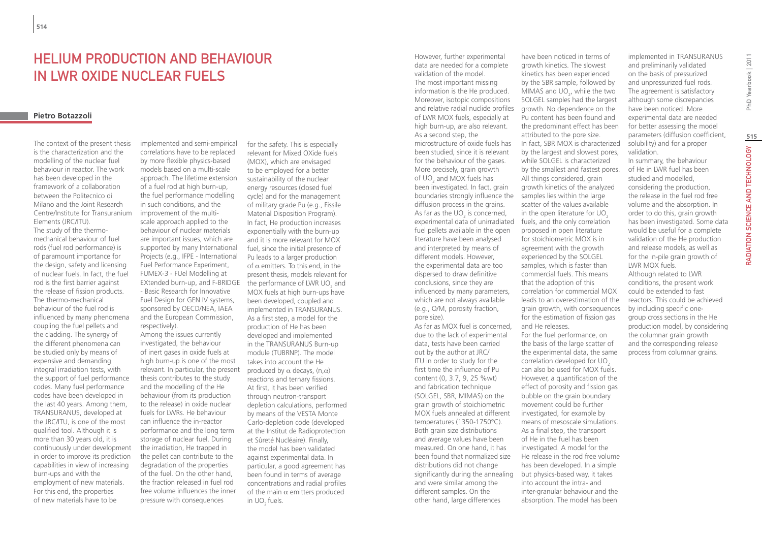# HELIUM PRODUCTION AND BEHAVIOUR IN LWR OXIDE NUCLEAR FUELS

**Pietro Botazzoli**

The context of the present thesis is the characterization and the modelling of the nuclear fuel behaviour in reactor. The work has been developed in the framework of a collaboration between the Politecnico di Milano and the Joint Research Centre/Institute for Transuranium Elements (JRC/ITU).

The study of the thermo-mechanical behaviour of fuel rods (fuel rod performance) is of paramount importance for the design, safety and licensing of nuclear fuels. In fact, the fuel rod is the first barrier against the release of fission products. The thermo-mechanical behaviour of the fuel rod is influenced by many phenomena coupling the fuel pellets and the cladding. The synergy of the different phenomena can be studied only by means of expensive and demanding integral irradiation tests, with the support of fuel performance codes. Many fuel performance codes have been developed in the last 40 years. Among them, TRANSURANUS, developed at the JRC/ITU, is one of the most qualified tool. Although it is more than 30 years old, it is continuously under development in order to improve its prediction capabilities in view of increasing burn-ups and with the employment of new materials. For this end, the properties of new materials have to be implemented and semi-empirical correlations have to be replaced by more flexible physics-based models based on a multi-scale approach. The lifetime extension of a fuel rod at high burn-up, the fuel performance modelling in such conditions, and the improvement of the multi-scale approach applied to the behaviour of nuclear materials are important issues, which are supported by many International Projects (e.g., IFPE - International Fuel Performance Experiment, FUMEX-3 - FUel Modelling at EXtended burn-up, and F-BRIDGE - Basic Research for Innovative Fuel Design for GEN IV systems, sponsored by OECD/NEA, IAEA and the European Commission, respectively).

Among the issues currently investigated, the behaviour of inert gases in oxide fuels at high burn-up is one of the most relevant. In particular, the present thesis contributes to the study and the modelling of the He behaviour (from its production to the release) in oxide nuclear fuels for LWRs. The He behaviour can influence the in-reactor performance and the long term storage of nuclear fuel. During the irradiation, He trapped in the pellet can contribute to the degradation of the properties of the fuel. On the other hand, the fraction released in fuel rod free volume influences the inner pressure with consequences for the safety. This is especially relevant for Mixed OXide fuels (MOX), which are envisaged to be employed for a better sustainability of the nuclear energy resources (closed fuel cycle) and for the management of military grade Pu (e.g., Fissile Material Disposition Program). In fact, He production increases exponentially with the burn-up and it is more relevant for MOX fuel, since the initial presence of Pu leads to a larger production of $\alpha$ emitters. To this end, in the present thesis, models relevant for the performance of LWR $UO_2$ and MOX fuels at high burn-ups have been developed, coupled and implemented in TRANSURANUS.

As a first step, a model for the production of He has been developed and implemented in the TRANSURANUS Burn-up module (TUBRNP). The model takes into account the He produced by $\alpha$ decays, $(n,\alpha)$ reactions and ternary fissions. At first, it has been verified through neutron-transport depletion calculations, performed by means of the VESTA Monte Carlo-depletion code (developed at the Institut de Radioprotection et Sûreté Nucléaire). Finally, the model has been validated against experimental data. In particular, a good agreement has been found in terms of average concentrations and radial profiles of the main $\alpha$ emitters produced in $UO_2$ fuels. However, further experimental data are needed for a complete validation of the model. The most important missing information is the He produced. Moreover, isotopic compositions and relative radial nuclide profiles of LWR MOX fuels, especially at high burn-up, are also relevant.

As a second step, the microstructure of oxide fuels has been studied, since it is relevant for the behaviour of the gases. More precisely, grain growth of $UO_2$ and MOX fuels has been investigated. In fact, grain boundaries strongly influence the diffusion process in the grains. As far as the $UO_2$ is concerned, experimental data of unirradiated fuel pellets available in the open literature have been analysed and interpreted by means of different models. However, the experimental data are too dispersed to draw definitive conclusions, since they are influenced by many parameters, which are not always available (e.g., O/M, porosity fraction, pore size).

As far as MOX fuel is concerned, due to the lack of experimental data, tests have been carried out by the author at JRC/ITU in order to study for the first time the influence of Pu content (0, 3.7, 9, 25 %wt) and fabrication technique (SOLGEL, SBR, MIMAS) on the grain growth of stoichiometric MOX fuels annealed at different temperatures (1350-1750°C). Both grain size distributions and average values have been measured. On one hand, it has been found that normalized size distributions did not change significantly during the annealing and were similar among the different samples. On the other hand, large differences have been noticed in terms of growth kinetics. The slowest kinetics has been experienced by the SBR sample, followed by MIMAS and $UO_2$, while the two SOLGEL samples had the largest growth. No dependence on the Pu content has been found and the predominant effect has been attributed to the pore size. In fact, SBR MOX is characterized by the largest and slowest pores, while SOLGEL is characterized by the smallest and fastest pores. All things considered, grain growth kinetics of the analyzed samples lies within the large scatter of the values available in the open literature for $UO_2$ fuels, and the only correlation proposed in open literature for stoichiometric MOX is in agreement with the growth experienced by the SOLGEL samples, which is faster than commercial fuels. This means that the adoption of this correlation for commercial MOX leads to an overestimation of the grain growth, with consequences for the estimation of fission gas and He releases.

For the fuel performance, on the basis of the large scatter of the experimental data, the same correlation developed for $UO_2$ can also be used for MOX fuels. However, a quantification of the effect of porosity and fission gas bubble on the grain boundary movement could be further investigated, for example by means of mesoscale simulations.

As a final step, the transport of He in the fuel has been investigated. A model for the He release in the rod free volume has been developed. In a simple but physics-based way, it takes into account the intra- and inter-granular behaviour and the absorption. The model has been implemented in TRANSURANUS and preliminarily validated on the basis of pressurized and unpressurized fuel rods. The agreement is satisfactory although some discrepancies have been noticed. More experimental data are needed for better assessing the model parameters (diffusion coefficient, solubility) and for a proper validation.

In summary, the behaviour of He in LWR fuel has been studied and modelled, considering the production, the release in the fuel rod free volume and the absorption. In order to do this, grain growth has been investigated. Some data would be useful for a complete validation of the He production and release models, as well as for the in-pile grain growth of LWR MOX fuels.

Although related to LWR conditions, the present work could be extended to fast reactors. This could be achieved by including specific one-group cross sections in the He production model, by considering the columnar grain growth and the corresponding release process from columnar grains.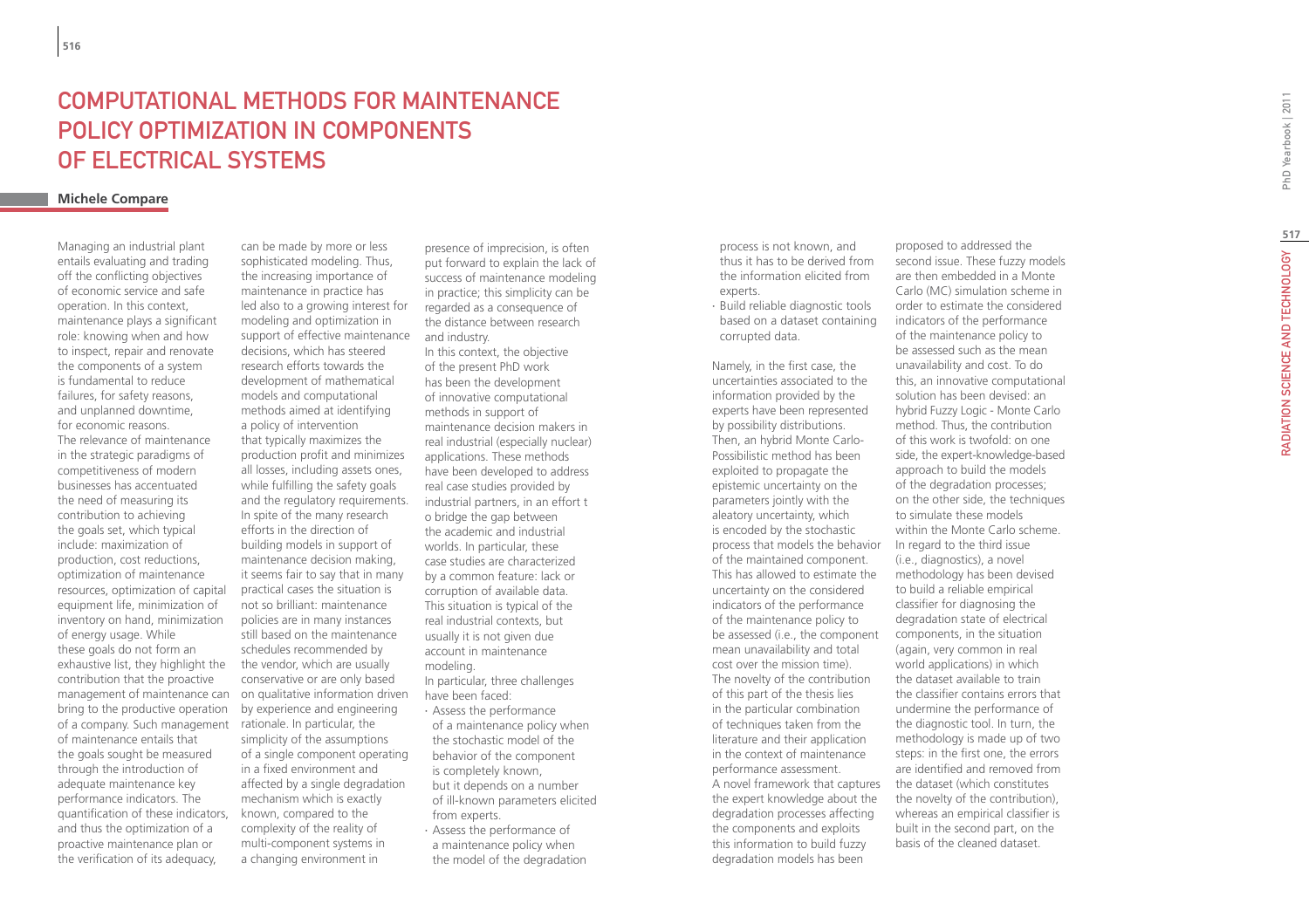# COMPUTATIONAL METHODS FOR MAINTENANCE POLICY OPTIMIZATION IN COMPONENTS OF ELECTRICAL SYSTEMS

**Michele Compare**

Managing an industrial plant entails evaluating and trading off the conflicting objectives of economic service and safe operation. In this context, maintenance plays a significant role: knowing when and how to inspect, repair and renovate the components of a system is fundamental to reduce failures, for safety reasons, and unplanned downtime, for economic reasons.

The relevance of maintenance in the strategic paradigms of competitiveness of modern businesses has accentuated the need of measuring its contribution to achieving the goals set, which typical include: maximization of production, cost reductions, optimization of maintenance resources, optimization of capital equipment life, minimization of inventory on hand, minimization of energy usage. While these goals do not form an exhaustive list, they highlight the contribution that the proactive management of maintenance can bring to the productive operation of a company. Such management of maintenance entails that the goals sought be measured through the introduction of adequate maintenance key performance indicators. The quantification of these indicators, and thus the optimization of a proactive maintenance plan or the verification of its adequacy, can be made by more or less sophisticated modeling. Thus, the increasing importance of maintenance in practice has led also to a growing interest for modeling and optimization in support of effective maintenance decisions, which has steered research efforts towards the development of mathematical models and computational methods aimed at identifying a policy of intervention that typically maximizes the production profit and minimizes all losses, including assets ones, while fulfilling the safety goals and the regulatory requirements. In spite of the many research efforts in the direction of building models in support of maintenance decision making, it seems fair to say that in many practical cases the situation is not so brilliant: maintenance policies are in many instances still based on the maintenance schedules recommended by the vendor, which are usually conservative or are only based on qualitative information driven by experience and engineering rationale. In particular, the simplicity of the assumptions of a single component operating in a fixed environment and affected by a single degradation mechanism which is exactly known, compared to the complexity of the reality of multi-component systems in a changing environment in presence of imprecision, is often put forward to explain the lack of success of maintenance modeling in practice; this simplicity can be regarded as a consequence of the distance between research and industry.

In this context, the objective of the present PhD work has been the development of innovative computational methods in support of maintenance decision makers in real industrial (especially nuclear) applications. These methods have been developed to address real case studies provided by industrial partners, in an effort t o bridge the gap between the academic and industrial worlds. In particular, these case studies are characterized by a common feature: lack or corruption of available data. This situation is typical of the real industrial contexts, but usually it is not given due account in maintenance modeling.

In particular, three challenges have been faced:

- Assess the performance of a maintenance policy when the stochastic model of the behavior of the component is completely known, but it depends on a number of ill-known parameters elicited from experts.
- Assess the performance of a maintenance policy when the model of the degradation process is not known, and thus it has to be derived from the information elicited from experts.
- Build reliable diagnostic tools based on a dataset containing corrupted data.

Namely, in the first case, the uncertainties associated to the information provided by the experts have been represented by possibility distributions. Then, an hybrid Monte Carlo-Possibilistic method has been exploited to propagate the epistemic uncertainty on the parameters jointly with the aleatory uncertainty, which is encoded by the stochastic process that models the behavior of the maintained component. This has allowed to estimate the uncertainty on the considered indicators of the performance of the maintenance policy to be assessed (i.e., the component mean unavailability and total cost over the mission time). The novelty of the contribution of this part of the thesis lies in the particular combination of techniques taken from the literature and their application in the context of maintenance performance assessment.

A novel framework that captures the expert knowledge about the degradation processes affecting the components and exploits this information to build fuzzy degradation models has been proposed to addressed the second issue. These fuzzy models are then embedded in a Monte Carlo (MC) simulation scheme in order to estimate the considered indicators of the performance of the maintenance policy to be assessed such as the mean unavailability and cost. To do this, an innovative computational solution has been devised: an hybrid Fuzzy Logic - Monte Carlo method. Thus, the contribution of this work is twofold: on one side, the expert-knowledge-based approach to build the models of the degradation processes; on the other side, the techniques to simulate these models within the Monte Carlo scheme.

In regard to the third issue (i.e., diagnostics), a novel methodology has been devised to build a reliable empirical classifier for diagnosing the degradation state of electrical components, in the situation (again, very common in real world applications) in which the dataset available to train the classifier contains errors that undermine the performance of the diagnostic tool. In turn, the methodology is made up of two steps: in the first one, the errors are identified and removed from the dataset (which constitutes the novelty of the contribution), whereas an empirical classifier is built in the second part, on the basis of the cleaned dataset.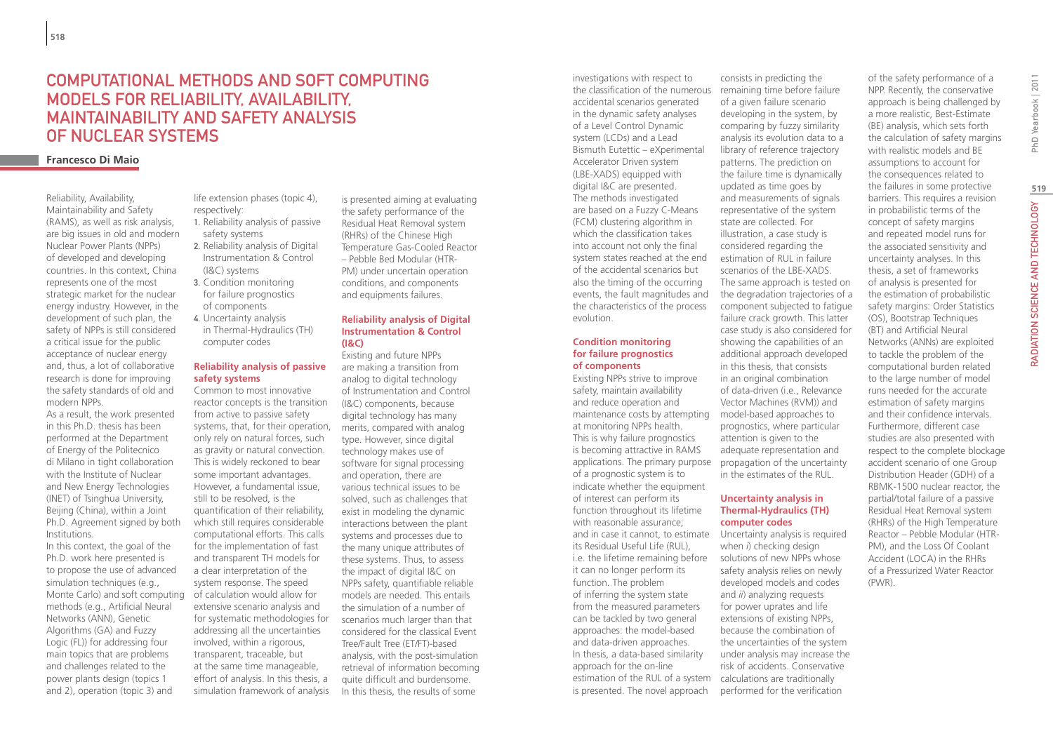# Computational Methods and Soft Computing Models for Reliability, Availability, Maintainability and Safety Analysis of Nuclear Systems

**Francesco Di Maio**

Reliability, Availability, Maintainability and Safety (RAMS), as well as risk analysis, are big issues in old and modern Nuclear Power Plants (NPPs) of developed and developing countries. In this context, China represents one of the most strategic market for the nuclear energy industry. However, in the development of such plan, the safety of NPPs is still considered a critical issue for the public acceptance of nuclear energy and, thus, a lot of collaborative research is done for improving the safety standards of old and modern NPPs.

As a result, the work presented in this Ph.D. thesis has been performed at the Department of Energy of the Politecnico di Milano in tight collaboration with the Institute of Nuclear and New Energy Technologies (INET) of Tsinghua University, Beijing (China), within a Joint Ph.D. Agreement signed by both Institutions.

In this context, the goal of the Ph.D. work here presented is to propose the use of advanced simulation techniques (e.g., Monte Carlo) and soft computing methods (e.g., Artificial Neural Networks (ANN), Genetic Algorithms (GA) and Fuzzy Logic (FL)) for addressing four main topics that are problems and challenges related to the power plants design (topics 1 and 2), operation (topic 3) and life extension phases (topic 4), respectively:

1. Reliability analysis of passive safety systems
2. Reliability analysis of Digital Instrumentation & Control (I&C) systems
3. Condition monitoring for failure prognostics of components
4. Uncertainty analysis in Thermal-Hydraulics (TH) computer codes

### Reliability analysis of passive safety systems

Common to most innovative reactor concepts is the transition from active to passive safety systems, that, for their operation, only rely on natural forces, such as gravity or natural convection. This is widely reckoned to bear some important advantages. However, a fundamental issue, still to be resolved, is the quantification of their reliability, which still requires considerable computational efforts. This calls for the implementation of fast and transparent TH models for a clear interpretation of the system response. The speed of calculation would allow for extensive scenario analysis and for systematic methodologies for addressing all the uncertainties involved, within a rigorous, transparent, traceable, but at the same time manageable, effort of analysis. In this thesis, a simulation framework of analysis is presented aiming at evaluating the safety performance of the Residual Heat Removal system (RHRs) of the Chinese High Temperature Gas-Cooled Reactor – Pebble Bed Modular (HTR-PM) under uncertain operation conditions, and components and equipments failures.

### Reliability analysis of Digital Instrumentation & Control (I&C)

Existing and future NPPs are making a transition from analog to digital technology of Instrumentation and Control (I&C) components, because digital technology has many merits, compared with analog type. However, since digital technology makes use of software for signal processing and operation, there are various technical issues to be solved, such as challenges that exist in modeling the dynamic interactions between the plant systems and processes due to the many unique attributes of these systems. Thus, to assess the impact of digital I&C on NPPs safety, quantifiable reliable models are needed. This entails the simulation of a number of scenarios much larger than that considered for the classical Event Tree/Fault Tree (ET/FT)-based analysis, with the post-simulation retrieval of information becoming quite difficult and burdensome. In this thesis, the results of some investigations with respect to the classification of the numerous accidental scenarios generated in the dynamic safety analyses of a Level Control Dynamic system (LCDs) and a Lead Bismuth Eutettic – eXperimental Accelerator Driven system (LBE-XADS) equipped with digital I&C are presented. The methods investigated are based on a Fuzzy C-Means (FCM) clustering algorithm in which the classification takes into account not only the final system states reached at the end of the accidental scenarios but also the timing of the occurring events, the fault magnitudes and the characteristics of the process evolution.

### Condition monitoring for failure prognostics of components

Existing NPPs strive to improve safety, maintain availability and reduce operation and maintenance costs by attempting at monitoring NPPs health. This is why failure prognostics is becoming attractive in RAMS applications. The primary purpose of a prognostic system is to indicate whether the equipment of interest can perform its function throughout its lifetime with reasonable assurance; and in case it cannot, to estimate its Residual Useful Life (RUL), i.e. the lifetime remaining before it can no longer perform its function. The problem of inferring the system state from the measured parameters can be tackled by two general approaches: the model-based and data-driven approaches. In thesis, a data-based similarity approach for the on-line estimation of the RUL of a system is presented. The novel approach consists in predicting the remaining time before failure of a given failure scenario developing in the system, by comparing by fuzzy similarity analysis its evolution data to a library of reference trajectory patterns. The prediction on the failure time is dynamically updated as time goes by and measurements of signals representative of the system state are collected. For illustration, a case study is considered regarding the estimation of RUL in failure scenarios of the LBE-XADS. The same approach is tested on the degradation trajectories of a component subjected to fatigue failure crack growth. This latter case study is also considered for showing the capabilities of an additional approach developed in this thesis, that consists in an original combination of data-driven (i.e., Relevance Vector Machines (RVM)) and model-based approaches to prognostics, where particular attention is given to the adequate representation and propagation of the uncertainty in the estimates of the RUL.

### Uncertainty analysis in Thermal-Hydraulics (TH) computer codes

Uncertainty analysis is required when *i*) checking design solutions of new NPPs whose safety analysis relies on newly developed models and codes and *ii*) analyzing requests for power uprates and life extensions of existing NPPs, because the combination of the uncertainties of the system under analysis may increase the risk of accidents. Conservative calculations are traditionally performed for the verification of the safety performance of a NPP. Recently, the conservative approach is being challenged by a more realistic, Best-Estimate (BE) analysis, which sets forth the calculation of safety margins with realistic models and BE assumptions to account for the consequences related to the failures in some protective barriers. This requires a revision in probabilistic terms of the concept of safety margins and repeated model runs for the associated sensitivity and uncertainty analyses. In this thesis, a set of frameworks of analysis is presented for the estimation of probabilistic safety margins: Order Statistics (OS), Bootstrap Techniques (BT) and Artificial Neural Networks (ANNs) are exploited to tackle the problem of the computational burden related to the large number of model runs needed for the accurate estimation of safety margins and their confidence intervals. Furthermore, different case studies are also presented with respect to the complete blockage accident scenario of one Group Distribution Header (GDH) of a RBMK-1500 nuclear reactor, the partial/total failure of a passive Residual Heat Removal system (RHRs) of the High Temperature Reactor – Pebble Modular (HTR-PM), and the Loss Of Coolant Accident (LOCA) in the RHRs of a Pressurized Water Reactor (PWR).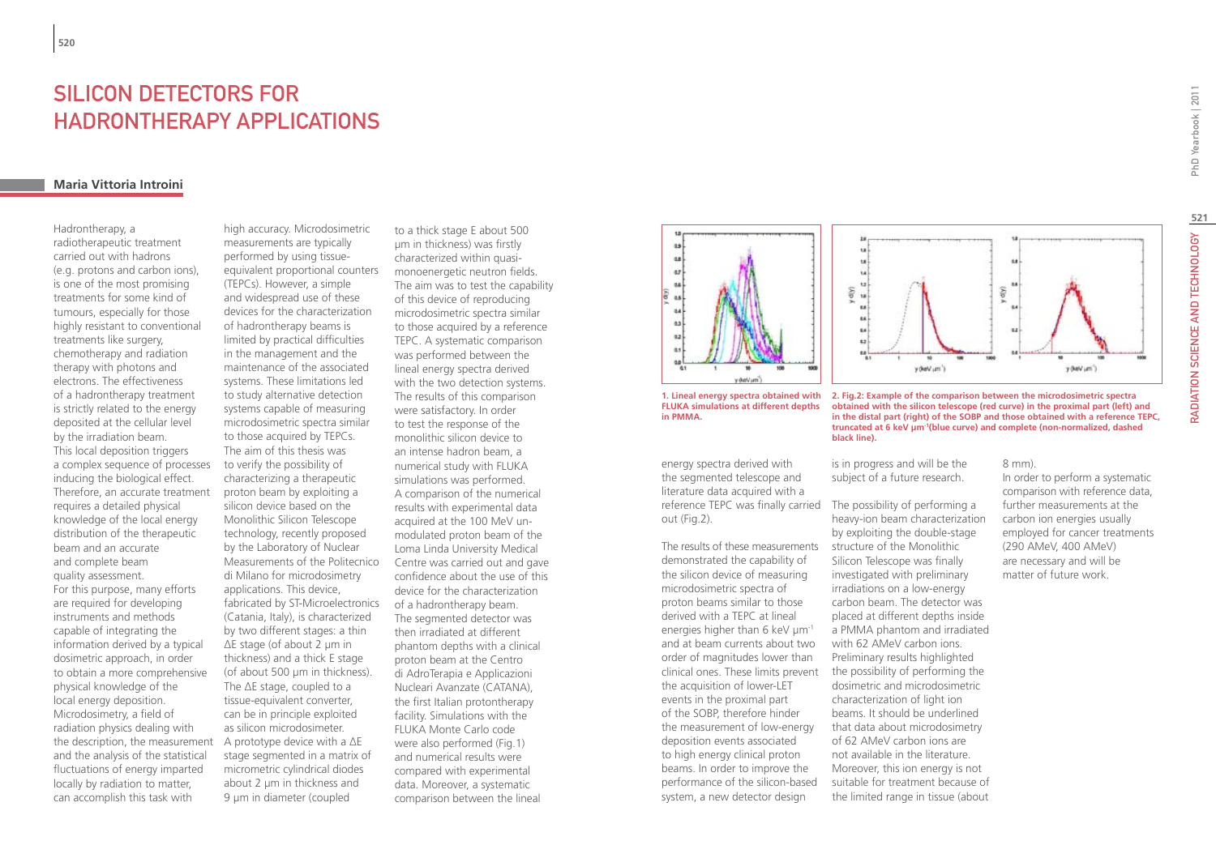# SILICON DETECTORS FOR HADRONTHERAPY APPLICATIONS

**Maria Vittoria Introini**

Hadrontherapy, a radiotherapeutic treatment carried out with hadrons (e.g. protons and carbon ions), is one of the most promising treatments for some kind of tumours, especially for those highly resistant to conventional treatments like surgery, chemotherapy and radiation therapy with photons and electrons. The effectiveness of a hadrontherapy treatment is strictly related to the energy deposited at the cellular level by the irradiation beam. This local deposition triggers a complex sequence of processes inducing the biological effect. Therefore, an accurate treatment requires a detailed physical knowledge of the local energy distribution of the therapeutic beam and an accurate and complete beam quality assessment.
For this purpose, many efforts are required for developing instruments and methods capable of integrating the information derived by a typical dosimetric approach, in order to obtain a more comprehensive physical knowledge of the local energy deposition. Microdosimetry, a field of radiation physics dealing with the description, the measurement and the analysis of the statistical fluctuations of energy imparted locally by radiation to matter, can accomplish this task with high accuracy. Microdosimetric measurements are typically performed by using tissue-equivalent proportional counters (TEPCs). However, a simple and widespread use of these devices for the characterization of hadrontherapy beams is limited by practical difficulties in the management and the maintenance of the associated systems. These limitations led to study alternative detection systems capable of measuring microdosimetric spectra similar to those acquired by TEPCs.
The aim of this thesis was to verify the possibility of characterizing a therapeutic proton beam by exploiting a silicon device based on the Monolithic Silicon Telescope technology, recently proposed by the Laboratory of Nuclear Measurements of the Politecnico di Milano for microdosimetry applications. This device, fabricated by ST-Microelectronics (Catania, Italy), is characterized by two different stages: a thin ΔE stage (of about 2 μm in thickness) and a thick E stage (of about 500 μm in thickness). The ΔE stage, coupled to a tissue-equivalent converter, can be in principle exploited as silicon microdosimeter.
A prototype device with a ΔE stage segmented in a matrix of micrometric cylindrical diodes about 2 μm in thickness and 9 μm in diameter (coupled to a thick stage E about 500 μm in thickness) was firstly characterized within quasi-monoenergetic neutron fields. The aim was to test the capability of this device of reproducing microdosimetric spectra similar to those acquired by a reference TEPC. A systematic comparison was performed between the lineal energy spectra derived with the two detection systems. The results of this comparison were satisfactory. In order to test the response of the monolithic silicon device to an intense hadron beam, a numerical study with FLUKA simulations was performed. A comparison of the numerical results with experimental data acquired at the 100 MeV un-modulated proton beam of the Loma Linda University Medical Centre was carried out and gave confidence about the use of this device for the characterization of a hadrontherapy beam.
The segmented detector was then irradiated at different phantom depths with a clinical proton beam at the Centro di AdroTerapia e Applicazioni Nucleari Avanzate (CATANA), the first Italian protontherapy facility. Simulations with the FLUKA Monte Carlo code were also performed (Fig.1) and numerical results were compared with experimental data. Moreover, a systematic comparison between the lineal energy spectra derived with the segmented telescope and literature data acquired with a reference TEPC was finally carried out (Fig.2).

**1. Lineal energy spectra obtained with FLUKA simulations at different depths in PMMA.**

**2. Fig.2: Example of the comparison between the microdosimetric spectra obtained with the silicon telescope (red curve) in the proximal part (left) and in the distal part (right) of the SOBP and those obtained with a reference TEPC, truncated at 6 keV μm$^{-1}$(blue curve) and complete (non-normalized, dashed black line).**

The results of these measurements demonstrated the capability of the silicon device of measuring microdosimetric spectra of proton beams similar to those derived with a TEPC at lineal energies higher than 6 keV μm$^{-1}$ and at beam currents about two order of magnitudes lower than clinical ones. These limits prevent the acquisition of lower-LET events in the proximal part of the SOBP, therefore hinder the measurement of low-energy deposition events associated to high energy clinical proton beams. In order to improve the performance of the silicon-based system, a new detector design is in progress and will be the subject of a future research.

The possibility of performing a heavy-ion beam characterization by exploiting the double-stage structure of the Monolithic Silicon Telescope was finally investigated with preliminary irradiations on a low-energy carbon beam. The detector was placed at different depths inside a PMMA phantom and irradiated with 62 AMeV carbon ions. Preliminary results highlighted the possibility of performing the dosimetric and microdosimetric characterization of light ion beams. It should be underlined that data about microdosimetry of 62 AMeV carbon ions are not available in the literature. Moreover, this ion energy is not suitable for treatment because of the limited range in tissue (about 8 mm).
In order to perform a systematic comparison with reference data, further measurements at the carbon ion energies usually employed for cancer treatments (290 AMeV, 400 AMeV) are necessary and will be matter of future work.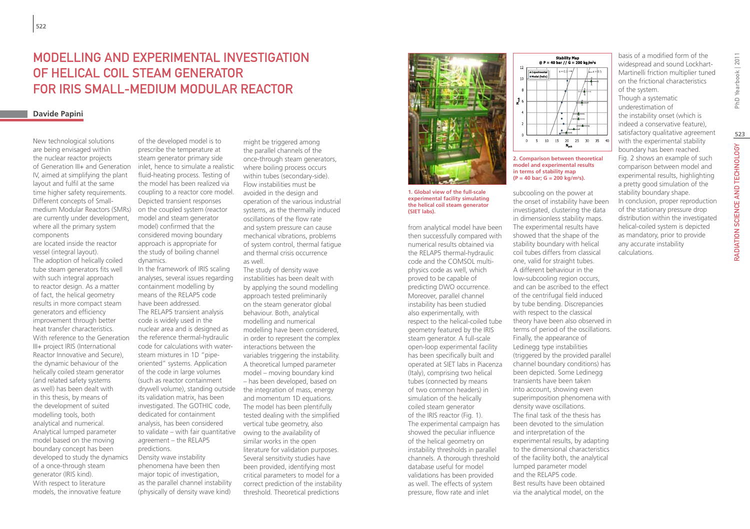# MODELLING AND EXPERIMENTAL INVESTIGATION OF HELICAL COIL STEAM GENERATOR FOR IRIS SMALL-MEDIUM MODULAR REACTOR

**Davide Papini**

New technological solutions are being envisaged within the nuclear reactor projects of Generation III+ and Generation IV, aimed at simplifying the plant layout and fulfil at the same time higher safety requirements. Different concepts of Small-medium Modular Reactors (SMRs) are currently under development, where all the primary system components are located inside the reactor vessel (integral layout). The adoption of helically coiled tube steam generators fits well with such integral approach to reactor design. As a matter of fact, the helical geometry results in more compact steam generators and efficiency improvement through better heat transfer characteristics. With reference to the Generation III+ project IRIS (International Reactor Innovative and Secure), the dynamic behaviour of the helically coiled steam generator (and related safety systems as well) has been dealt with in this thesis, by means of the development of suited modelling tools, both analytical and numerical. Analytical lumped parameter model based on the moving boundary concept has been developed to study the dynamics of a once-through steam generator (IRIS kind). With respect to literature models, the innovative feature of the developed model is to prescribe the temperature at steam generator primary side inlet, hence to simulate a realistic fluid-heating process. Testing of the model has been realized via coupling to a reactor core model. Depicted transient responses on the coupled system (reactor model and steam generator model) confirmed that the considered moving boundary approach is appropriate for the study of boiling channel dynamics.
In the framework of IRIS scaling analyses, several issues regarding containment modelling by means of the RELAP5 code have been addressed. The RELAP5 transient analysis code is widely used in the nuclear area and is designed as the reference thermal-hydraulic code for calculations with water-steam mixtures in 1D "pipe-oriented" systems. Application of the code in large volumes (such as reactor containment drywell volume), standing outside its validation matrix, has been investigated. The GOTHIC code, dedicated for containment analysis, has been considered to validate – with fair quantitative agreement – the RELAP5 predictions.
Density wave instability phenomena have been then major topic of investigation, as the parallel channel instability (physically of density wave kind) might be triggered among the parallel channels of the once-through steam generators, where boiling process occurs within tubes (secondary-side). Flow instabilities must be avoided in the design and operation of the various industrial systems, as the thermally induced oscillations of the flow rate and system pressure can cause mechanical vibrations, problems of system control, thermal fatigue and thermal crisis occurrence as well.
The study of density wave instabilities has been dealt with by applying the sound modelling approach tested preliminarily on the steam generator global behaviour. Both, analytical modelling and numerical modelling have been considered, in order to represent the complex interactions between the variables triggering the instability. A theoretical lumped parameter model – moving boundary kind – has been developed, based on the integration of mass, energy and momentum 1D equations. The model has been plentifully tested dealing with the simplified vertical tube geometry, also owing to the availability of similar works in the open literature for validation purposes. Several sensitivity studies have been provided, identifying most critical parameters to model for a correct prediction of the instability threshold. Theoretical predictions from analytical model have been then successfully compared with numerical results obtained via the RELAP5 thermal-hydraulic code and the COMSOL multi-physics code as well, which proved to be capable of predicting DWO occurrence. Moreover, parallel channel instability has been studied also experimentally, with respect to the helical-coiled tube geometry featured by the IRIS steam generator. A full-scale open-loop experimental facility has been specifically built and operated at SIET labs in Piacenza (Italy), comprising two helical tubes (connected by means of two common headers) in simulation of the helically coiled steam generator of the IRIS reactor (Fig. 1). The experimental campaign has showed the peculiar influence of the helical geometry on instability thresholds in parallel channels. A thorough threshold database useful for model validations has been provided as well. The effects of system pressure, flow rate and inlet subcooling on the power at the onset of instability have been investigated, clustering the data in dimensionless stability maps. The experimental results have showed that the shape of the stability boundary with helical coil tubes differs from classical one, valid for straight tubes. A different behaviour in the low-subcooling region occurs, and can be ascribed to the effect of the centrifugal field induced by tube bending. Discrepancies with respect to the classical theory have been also observed in terms of period of the oscillations. Finally, the appearance of Ledinegg type instabilities (triggered by the provided parallel channel boundary conditions) has been depicted. Some Ledinegg transients have been taken into account, showing even superimposition phenomena with density wave oscillations. The final task of the thesis has been devoted to the simulation and interpretation of the experimental results, by adapting to the dimensional characteristics of the facility both, the analytical lumped parameter model and the RELAP5 code. Best results have been obtained via the analytical model, on the basis of a modified form of the widespread and sound Lockhart-Martinelli friction multiplier tuned on the frictional characteristics of the system. Though a systematic underestimation of the instability onset (which is indeed a conservative feature), satisfactory qualitative agreement with the experimental stability boundary has been reached. Fig. 2 shows an example of such comparison between model and experimental results, highlighting a pretty good simulation of the stability boundary shape.
In conclusion, proper reproduction of the stationary pressure drop distribution within the investigated helical-coiled system is depicted as mandatory, prior to provide any accurate instability calculations.

**1. Global view of the full-scale experimental facility simulating the helical coil steam generator (SIET labs).**

**2. Comparison between theoretical model and experimental results in terms of stability map ($P = 40$ bar; $G = 200$ kg/m$^2$s).**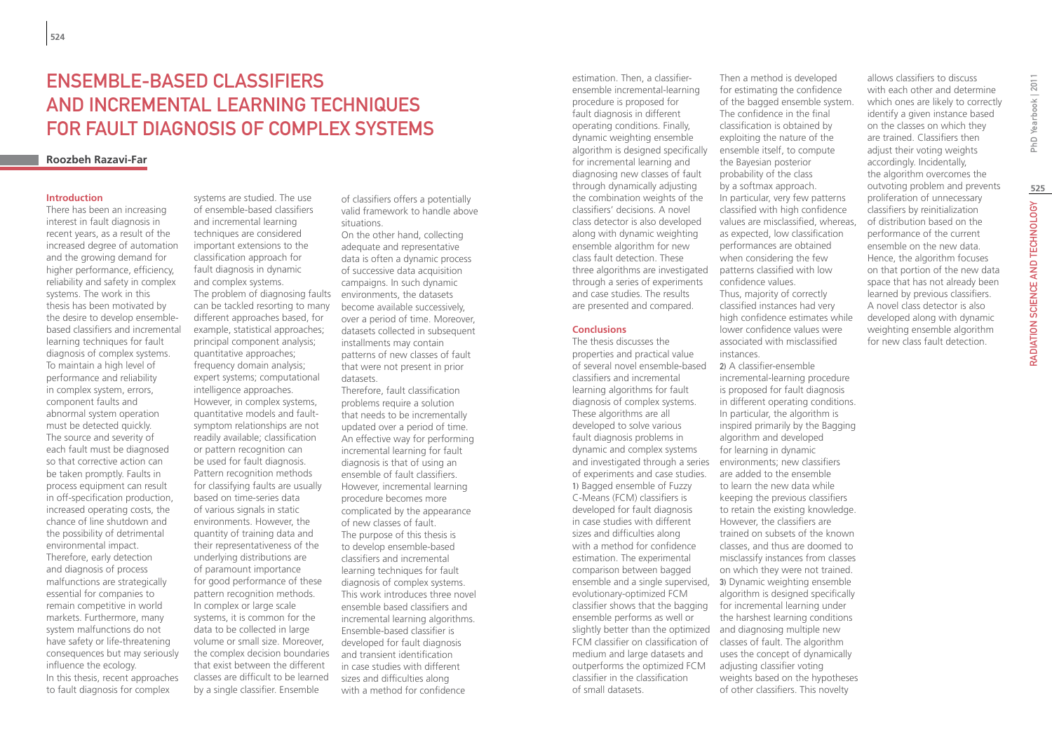# Ensemble-based Classifiers and Incremental Learning Techniques for Fault Diagnosis of Complex Systems

**Roozbeh Razavi-Far**

## Introduction

There has been an increasing interest in fault diagnosis in recent years, as a result of the increased degree of automation and the growing demand for higher performance, efficiency, reliability and safety in complex systems. The work in this thesis has been motivated by the desire to develop ensemble-based classifiers and incremental learning techniques for fault diagnosis of complex systems. To maintain a high level of performance and reliability in complex system, errors, component faults and abnormal system operation must be detected quickly. The source and severity of each fault must be diagnosed so that corrective action can be taken promptly. Faults in process equipment can result in off-specification production, increased operating costs, the chance of line shutdown and the possibility of detrimental environmental impact. Therefore, early detection and diagnosis of process malfunctions are strategically essential for companies to remain competitive in world markets. Furthermore, many system malfunctions do not have safety or life-threatening consequences but may seriously influence the ecology.
In this thesis, recent approaches to fault diagnosis for complex systems are studied. The use of ensemble-based classifiers and incremental learning techniques are considered important extensions to the classification approach for fault diagnosis in dynamic and complex systems.
The problem of diagnosing faults can be tackled resorting to many different approaches based, for example, statistical approaches; principal component analysis; quantitative approaches; frequency domain analysis; expert systems; computational intelligence approaches. However, in complex systems, quantitative models and fault-symptom relationships are not readily available; classification or pattern recognition can be used for fault diagnosis. Pattern recognition methods for classifying faults are usually based on time-series data of various signals in static environments. However, the quantity of training data and their representativeness of the underlying distributions are of paramount importance for good performance of these pattern recognition methods. In complex or large scale systems, it is common for the data to be collected in large volume or small size. Moreover, the complex decision boundaries that exist between the different classes are difficult to be learned by a single classifier. Ensemble of classifiers offers a potentially valid framework to handle above situations.
On the other hand, collecting adequate and representative data is often a dynamic process of successive data acquisition campaigns. In such dynamic environments, the datasets become available successively, over a period of time. Moreover, datasets collected in subsequent installments may contain patterns of new classes of fault that were not present in prior datasets.
Therefore, fault classification problems require a solution that needs to be incrementally updated over a period of time. An effective way for performing incremental learning for fault diagnosis is that of using an ensemble of fault classifiers. However, incremental learning procedure becomes more complicated by the appearance of new classes of fault.
The purpose of this thesis is to develop ensemble-based classifiers and incremental learning techniques for fault diagnosis of complex systems. This work introduces three novel ensemble based classifiers and incremental learning algorithms. Ensemble-based classifier is developed for fault diagnosis and transient identification in case studies with different sizes and difficulties along with a method for confidence estimation. Then, a classifier-ensemble incremental-learning procedure is proposed for fault diagnosis in different operating conditions. Finally, dynamic weighting ensemble algorithm is designed specifically for incremental learning and diagnosing new classes of fault through dynamically adjusting the combination weights of the classifiers' decisions. A novel class detector is also developed along with dynamic weighting ensemble algorithm for new class fault detection. These three algorithms are investigated through a series of experiments and case studies. The results are presented and compared.

## Conclusions

The thesis discusses the properties and practical value of several novel ensemble-based classifiers and incremental learning algorithms for fault diagnosis of complex systems. These algorithms are all developed to solve various fault diagnosis problems in dynamic and complex systems and investigated through a series of experiments and case studies.

1) Bagged ensemble of Fuzzy C-Means (FCM) classifiers is developed for fault diagnosis in case studies with different sizes and difficulties along with a method for confidence estimation. The experimental comparison between bagged ensemble and a single supervised, evolutionary-optimized FCM classifier shows that the bagging ensemble performs as well or slightly better than the optimized FCM classifier on classification of medium and large datasets and outperforms the optimized FCM classifier in the classification of small datasets. Then a method is developed for estimating the confidence of the bagged ensemble system. The confidence in the final classification is obtained by exploiting the nature of the ensemble itself, to compute the Bayesian posterior probability of the class by a softmax approach. In particular, very few patterns classified with high confidence values are misclassified, whereas, as expected, low classification performances are obtained when considering the few patterns classified with low confidence values. Thus, majority of correctly classified instances had very high confidence estimates while lower confidence values were associated with misclassified instances.

2) A classifier-ensemble incremental-learning procedure is proposed for fault diagnosis in different operating conditions. In particular, the algorithm is inspired primarily by the Bagging algorithm and developed for learning in dynamic environments; new classifiers are added to the ensemble to learn the new data while keeping the previous classifiers to retain the existing knowledge. However, the classifiers are trained on subsets of the known classes, and thus are doomed to misclassify instances from classes on which they were not trained.

3) Dynamic weighting ensemble algorithm is designed specifically for incremental learning under the harshest learning conditions and diagnosing multiple new classes of fault. The algorithm uses the concept of dynamically adjusting classifier voting weights based on the hypotheses of other classifiers. This novelty allows classifiers to discuss with each other and determine which ones are likely to correctly identify a given instance based on the classes on which they are trained. Classifiers then adjust their voting weights accordingly. Incidentally, the algorithm overcomes the outvoting problem and prevents proliferation of unnecessary classifiers by reinitialization of distribution based on the performance of the current ensemble on the new data. Hence, the algorithm focuses on that portion of the new data space that has not already been learned by previous classifiers. A novel class detector is also developed along with dynamic weighting ensemble algorithm for new class fault detection.